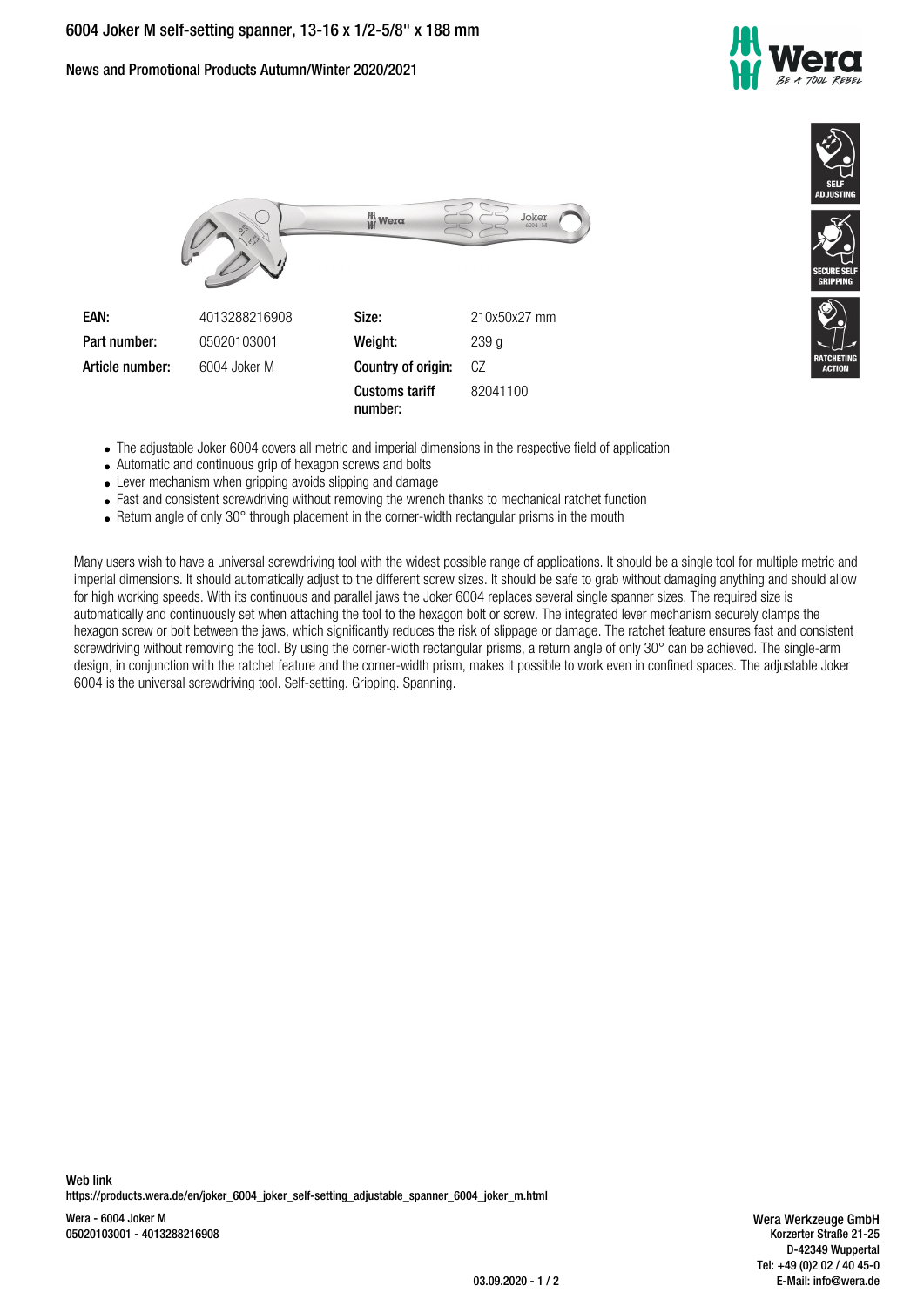# 6004 Joker M self-setting spanner, 13-16 x 1/2-5/8" x 188 mm

News and Promotional Products Autumn/Winter 2020/2021

| EAN: | 4013288216908 | Size: | 210x50x27 mm |
|---|---|---|---|
| Part number: | 05020103001 | Weight: | 239 g |
| Article number: | 6004 Joker M | Country of origin: | CZ |
| | | Customs tariff number: | 82041100 |

SELF ADJUSTING

SECURE SELF GRIPPING

RATCHETING ACTION

- The adjustable Joker 6004 covers all metric and imperial dimensions in the respective field of application
- Automatic and continuous grip of hexagon screws and bolts
- Lever mechanism when gripping avoids slipping and damage
- Fast and consistent screwdriving without removing the wrench thanks to mechanical ratchet function
- Return angle of only 30° through placement in the corner-width rectangular prisms in the mouth

Many users wish to have a universal screwdriving tool with the widest possible range of applications. It should be a single tool for multiple metric and imperial dimensions. It should automatically adjust to the different screw sizes. It should be safe to grab without damaging anything and should allow for high working speeds. With its continuous and parallel jaws the Joker 6004 replaces several single spanner sizes. The required size is automatically and continuously set when attaching the tool to the hexagon bolt or screw. The integrated lever mechanism securely clamps the hexagon screw or bolt between the jaws, which significantly reduces the risk of slippage or damage. The ratchet feature ensures fast and consistent screwdriving without removing the tool. By using the corner-width rectangular prisms, a return angle of only 30° can be achieved. The single-arm design, in conjunction with the ratchet feature and the corner-width prism, makes it possible to work even in confined spaces. The adjustable Joker 6004 is the universal screwdriving tool. Self-setting. Gripping. Spanning.

Web link
https://products.wera.de/en/joker_6004_joker_self-setting_adjustable_spanner_6004_joker_m.html

Wera - 6004 Joker M
05020103001 - 4013288216908

Wera Werkzeuge GmbH
Korzerter Straße 21-25
D-42349 Wuppertal
Tel: +49 (0)2 02 / 40 45-0
E-Mail: info@wera.de

03.09.2020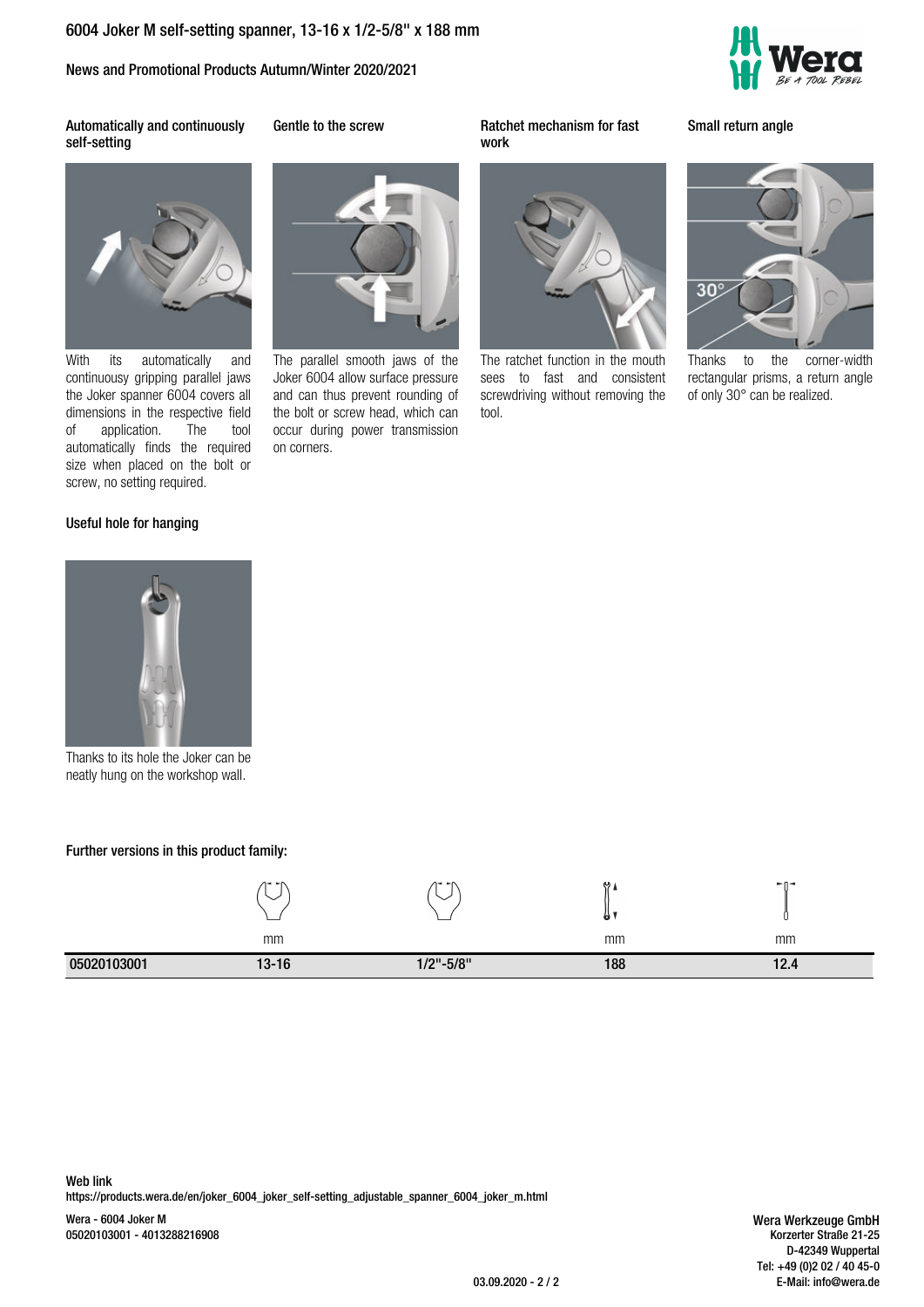# 6004 Joker M self-setting spanner, 13-16 x 1/2-5/8" x 188 mm

News and Promotional Products Autumn/Winter 2020/2021

### Automatically and continuously self-setting

With its automatically and continuous gripping parallel jaws the Joker spanner 6004 covers all dimensions in the respective field of application. The tool automatically finds the required size when placed on the bolt or screw, no setting required.

### Gentle to the screw

The parallel smooth jaws of the Joker 6004 allow surface pressure and can thus prevent rounding of the bolt or screw head, which can occur during power transmission on corners.

### Ratchet mechanism for fast work

The ratchet function in the mouth sees to fast and consistent screwdriving without removing the tool.

### Small return angle

30°

Thanks to the corner-width rectangular prisms, a return angle of only 30° can be realized.

### Useful hole for hanging

Thanks to its hole the Joker can be neatly hung on the workshop wall.

### Further versions in this product family:

| | mm | | mm | mm |
|---|---|---|---|---|
| 05020103001 | 13-16 | 1/2"-5/8" | 188 | 12.4 |

Web link
https://products.wera.de/en/joker_6004_joker_self-setting_adjustable_spanner_6004_joker_m.html

Wera - 6004 Joker M
05020103001 - 4013288216908

Wera Werkzeuge GmbH
Korzerter Straße 21-25
D-42349 Wuppertal
Tel: +49 (0)2 02 / 40 45-0
E-Mail: info@wera.de

03.09.2020